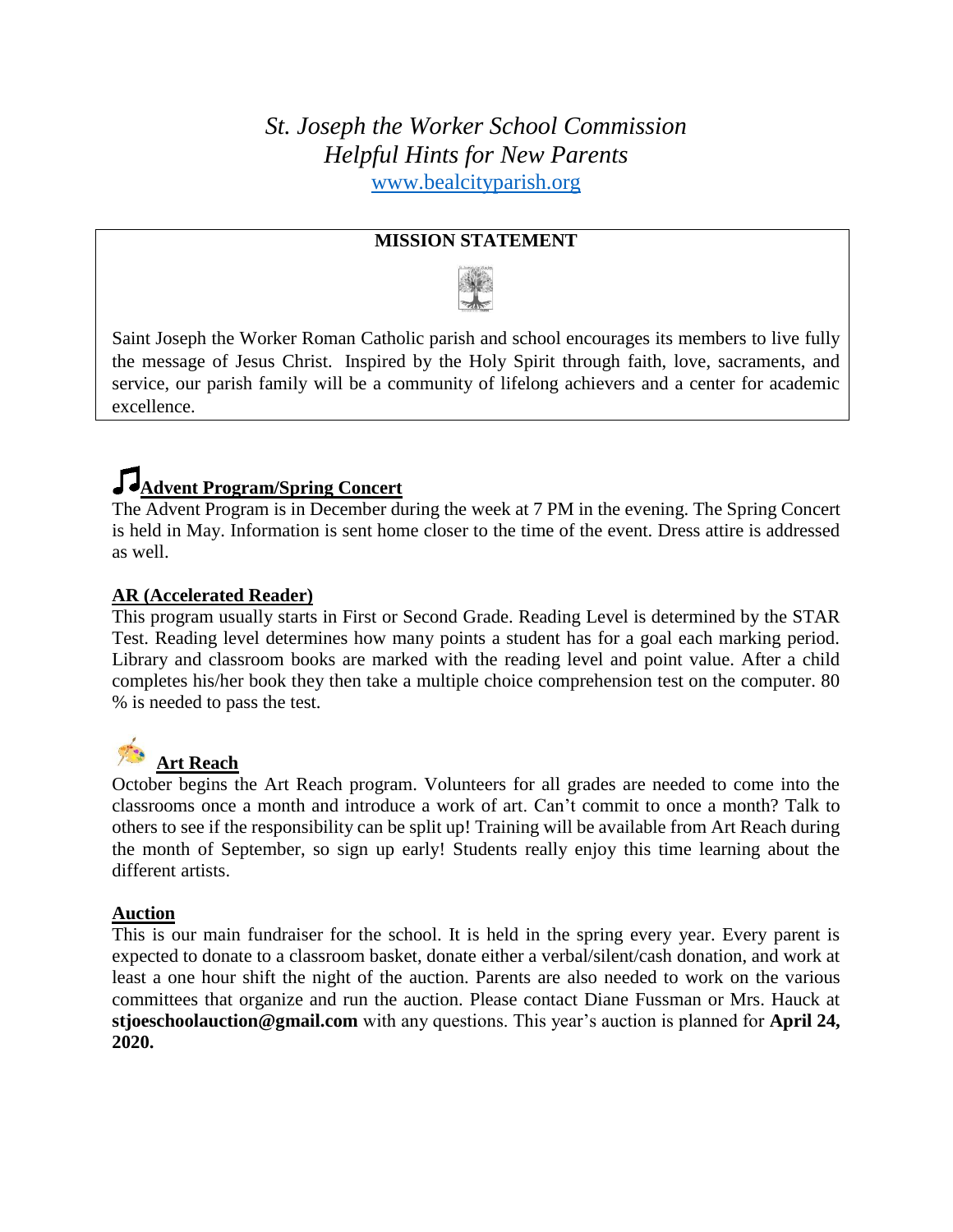# *St. Joseph the Worker School Commission*
# *Helpful Hints for New Parents*

[www.bealcityparish.org](http://www.bealcityparish.org)

**MISSION STATEMENT**

Saint Joseph the Worker Roman Catholic parish and school encourages its members to live fully the message of Jesus Christ. Inspired by the Holy Spirit through faith, love, sacraments, and service, our parish family will be a community of lifelong achievers and a center for academic excellence.

## Advent Program/Spring Concert

The Advent Program is in December during the week at 7 PM in the evening. The Spring Concert is held in May. Information is sent home closer to the time of the event. Dress attire is addressed as well.

## AR (Accelerated Reader)

This program usually starts in First or Second Grade. Reading Level is determined by the STAR Test. Reading level determines how many points a student has for a goal each marking period. Library and classroom books are marked with the reading level and point value. After a child completes his/her book they then take a multiple choice comprehension test on the computer. 80 % is needed to pass the test.

## Art Reach

October begins the Art Reach program. Volunteers for all grades are needed to come into the classrooms once a month and introduce a work of art. Can't commit to once a month? Talk to others to see if the responsibility can be split up! Training will be available from Art Reach during the month of September, so sign up early! Students really enjoy this time learning about the different artists.

## Auction

This is our main fundraiser for the school. It is held in the spring every year. Every parent is expected to donate to a classroom basket, donate either a verbal/silent/cash donation, and work at least a one hour shift the night of the auction. Parents are also needed to work on the various committees that organize and run the auction. Please contact Diane Fussman or Mrs. Hauck at **stjoeschoolauction@gmail.com** with any questions. This year's auction is planned for **April 24, 2020.**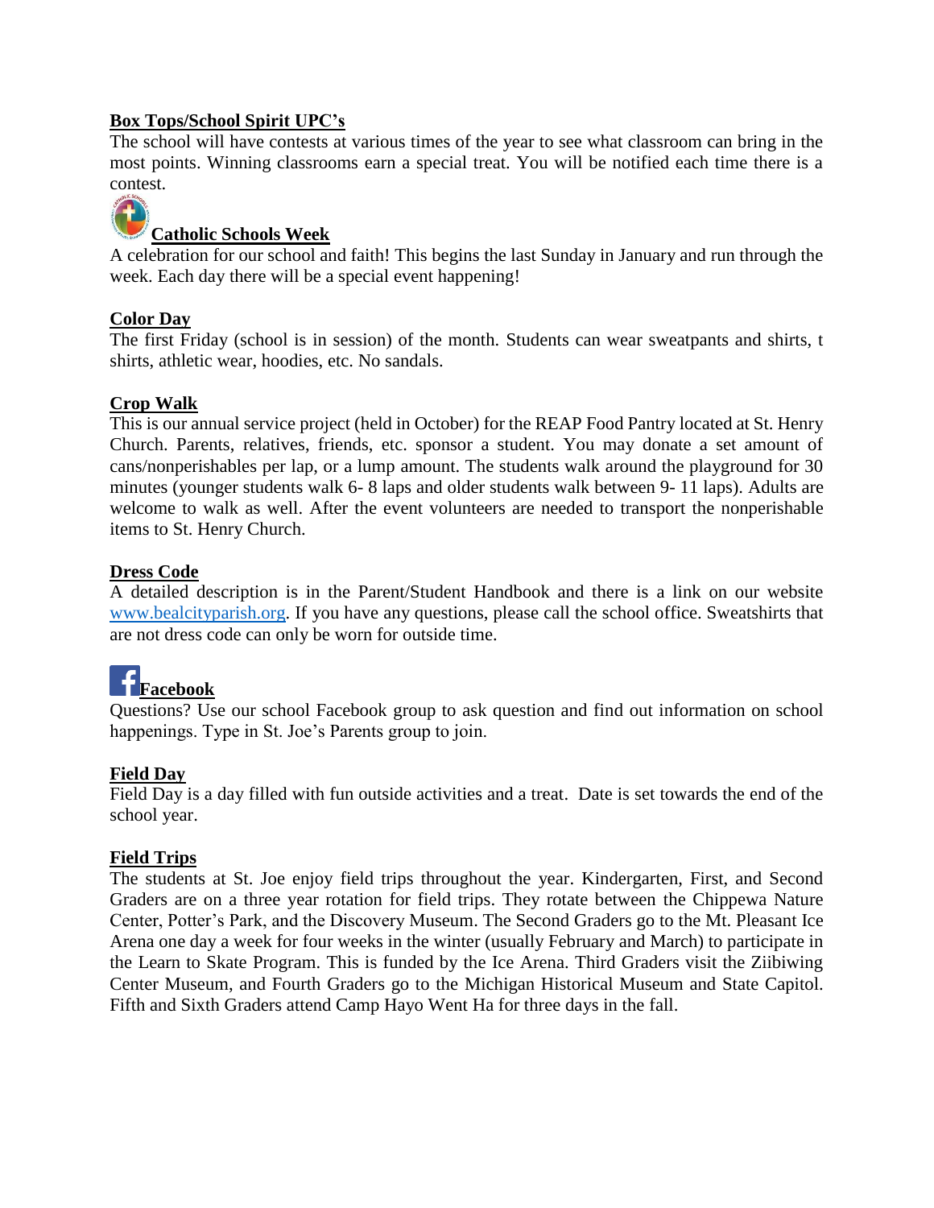**Box Tops/School Spirit UPC's**

The school will have contests at various times of the year to see what classroom can bring in the most points. Winning classrooms earn a special treat. You will be notified each time there is a contest.

**Catholic Schools Week**

A celebration for our school and faith! This begins the last Sunday in January and run through the week. Each day there will be a special event happening!

**Color Day**

The first Friday (school is in session) of the month. Students can wear sweatpants and shirts, t shirts, athletic wear, hoodies, etc. No sandals.

**Crop Walk**

This is our annual service project (held in October) for the REAP Food Pantry located at St. Henry Church. Parents, relatives, friends, etc. sponsor a student. You may donate a set amount of cans/nonperishables per lap, or a lump amount. The students walk around the playground for 30 minutes (younger students walk 6- 8 laps and older students walk between 9- 11 laps). Adults are welcome to walk as well. After the event volunteers are needed to transport the nonperishable items to St. Henry Church.

**Dress Code**

A detailed description is in the Parent/Student Handbook and there is a link on our website www.bealcityparish.org. If you have any questions, please call the school office. Sweatshirts that are not dress code can only be worn for outside time.

**Facebook**

Questions? Use our school Facebook group to ask question and find out information on school happenings. Type in St. Joe's Parents group to join.

**Field Day**

Field Day is a day filled with fun outside activities and a treat. Date is set towards the end of the school year.

**Field Trips**

The students at St. Joe enjoy field trips throughout the year. Kindergarten, First, and Second Graders are on a three year rotation for field trips. They rotate between the Chippewa Nature Center, Potter's Park, and the Discovery Museum. The Second Graders go to the Mt. Pleasant Ice Arena one day a week for four weeks in the winter (usually February and March) to participate in the Learn to Skate Program. This is funded by the Ice Arena. Third Graders visit the Ziibiwing Center Museum, and Fourth Graders go to the Michigan Historical Museum and State Capitol. Fifth and Sixth Graders attend Camp Hayo Went Ha for three days in the fall.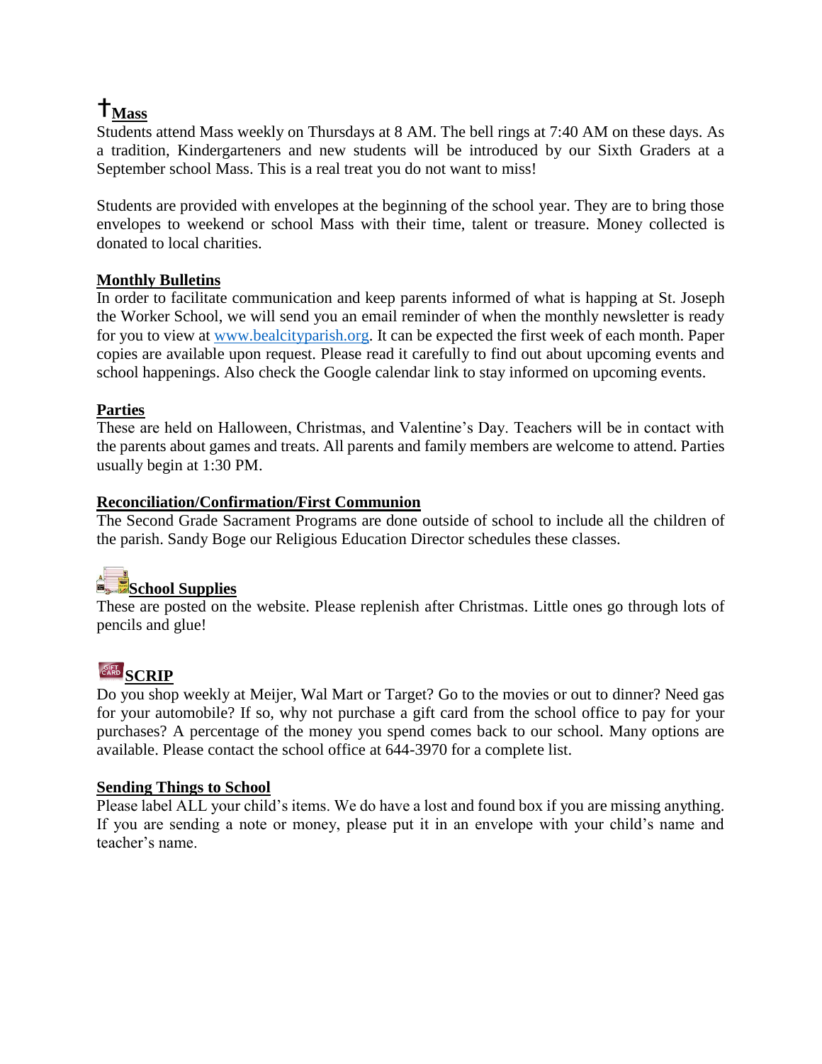## †Mass

Students attend Mass weekly on Thursdays at 8 AM. The bell rings at 7:40 AM on these days. As a tradition, Kindergarteners and new students will be introduced by our Sixth Graders at a September school Mass. This is a real treat you do not want to miss!

Students are provided with envelopes at the beginning of the school year. They are to bring those envelopes to weekend or school Mass with their time, talent or treasure. Money collected is donated to local charities.

## Monthly Bulletins

In order to facilitate communication and keep parents informed of what is happing at St. Joseph the Worker School, we will send you an email reminder of when the monthly newsletter is ready for you to view at [www.bealcityparish.org](http://www.bealcityparish.org). It can be expected the first week of each month. Paper copies are available upon request. Please read it carefully to find out about upcoming events and school happenings. Also check the Google calendar link to stay informed on upcoming events.

## Parties

These are held on Halloween, Christmas, and Valentine's Day. Teachers will be in contact with the parents about games and treats. All parents and family members are welcome to attend. Parties usually begin at 1:30 PM.

## Reconciliation/Confirmation/First Communion

The Second Grade Sacrament Programs are done outside of school to include all the children of the parish. Sandy Boge our Religious Education Director schedules these classes.

## School Supplies

These are posted on the website. Please replenish after Christmas. Little ones go through lots of pencils and glue!

## SCRIP

Do you shop weekly at Meijer, Wal Mart or Target? Go to the movies or out to dinner? Need gas for your automobile? If so, why not purchase a gift card from the school office to pay for your purchases? A percentage of the money you spend comes back to our school. Many options are available. Please contact the school office at 644-3970 for a complete list.

## Sending Things to School

Please label ALL your child's items. We do have a lost and found box if you are missing anything. If you are sending a note or money, please put it in an envelope with your child's name and teacher's name.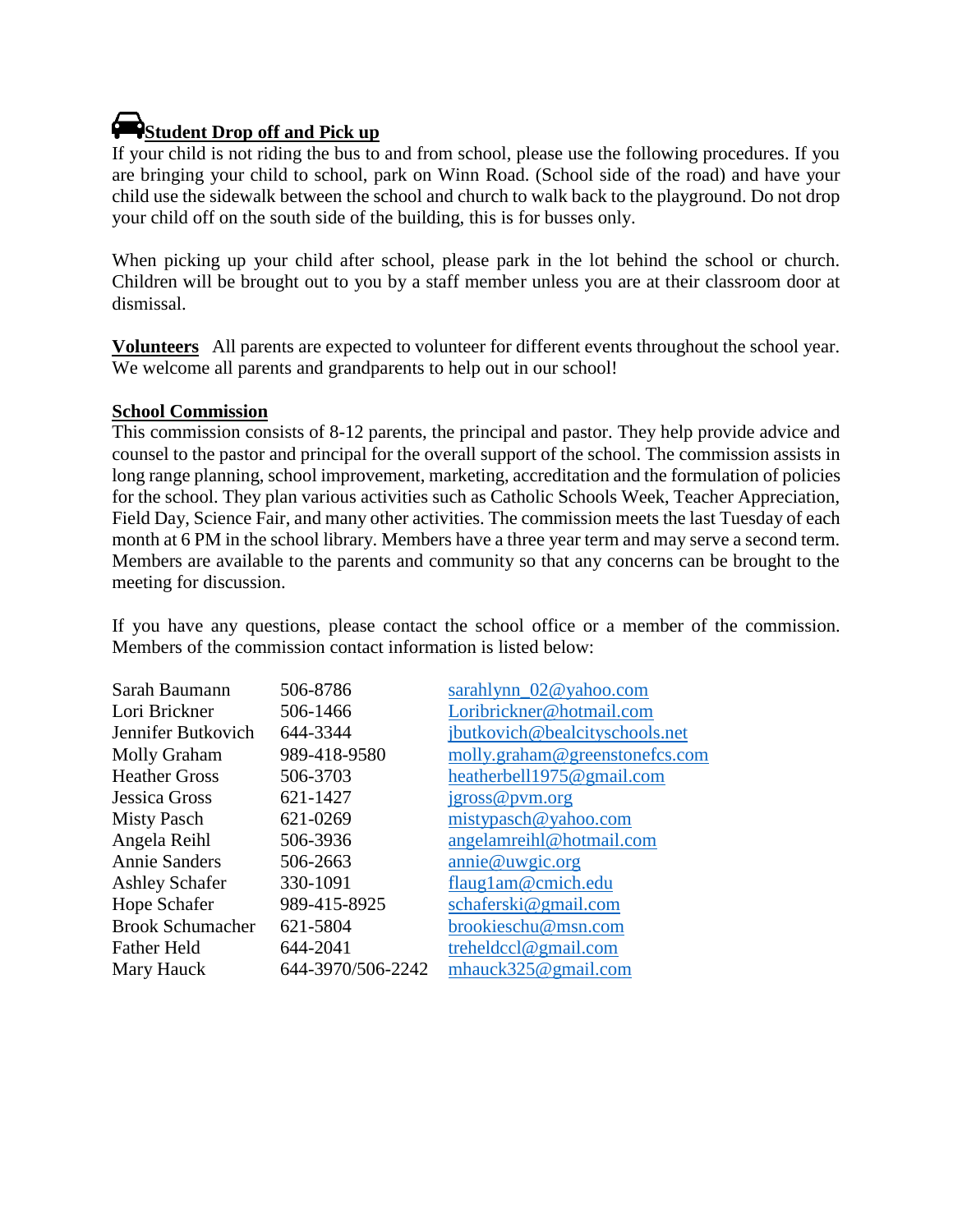## **Student Drop off and Pick up**

If your child is not riding the bus to and from school, please use the following procedures. If you are bringing your child to school, park on Winn Road. (School side of the road) and have your child use the sidewalk between the school and church to walk back to the playground. Do not drop your child off on the south side of the building, this is for busses only.

When picking up your child after school, please park in the lot behind the school or church. Children will be brought out to you by a staff member unless you are at their classroom door at dismissal.

**Volunteers** All parents are expected to volunteer for different events throughout the school year. We welcome all parents and grandparents to help out in our school!

## **School Commission**

This commission consists of 8-12 parents, the principal and pastor. They help provide advice and counsel to the pastor and principal for the overall support of the school. The commission assists in long range planning, school improvement, marketing, accreditation and the formulation of policies for the school. They plan various activities such as Catholic Schools Week, Teacher Appreciation, Field Day, Science Fair, and many other activities. The commission meets the last Tuesday of each month at 6 PM in the school library. Members have a three year term and may serve a second term. Members are available to the parents and community so that any concerns can be brought to the meeting for discussion.

If you have any questions, please contact the school office or a member of the commission. Members of the commission contact information is listed below:

| | | |
|---|---|---|
| Sarah Baumann | 506-8786 | sarahlynn_02@yahoo.com |
| Lori Brickner | 506-1466 | Loribrickner@hotmail.com |
| Jennifer Butkovich | 644-3344 | jbutkovich@bealcityschools.net |
| Molly Graham | 989-418-9580 | molly.graham@greenstonefcs.com |
| Heather Gross | 506-3703 | heatherbell1975@gmail.com |
| Jessica Gross | 621-1427 | jgross@pvm.org |
| Misty Pasch | 621-0269 | mistypasch@yahoo.com |
| Angela Reihl | 506-3936 | angelamreihl@hotmail.com |
| Annie Sanders | 506-2663 | annie@uwgic.org |
| Ashley Schafer | 330-1091 | flaug1am@cmich.edu |
| Hope Schafer | 989-415-8925 | schaferski@gmail.com |
| Brook Schumacher | 621-5804 | brookieschu@msn.com |
| Father Held | 644-2041 | treheldccl@gmail.com |
| Mary Hauck | 644-3970/506-2242 | mhauck325@gmail.com |